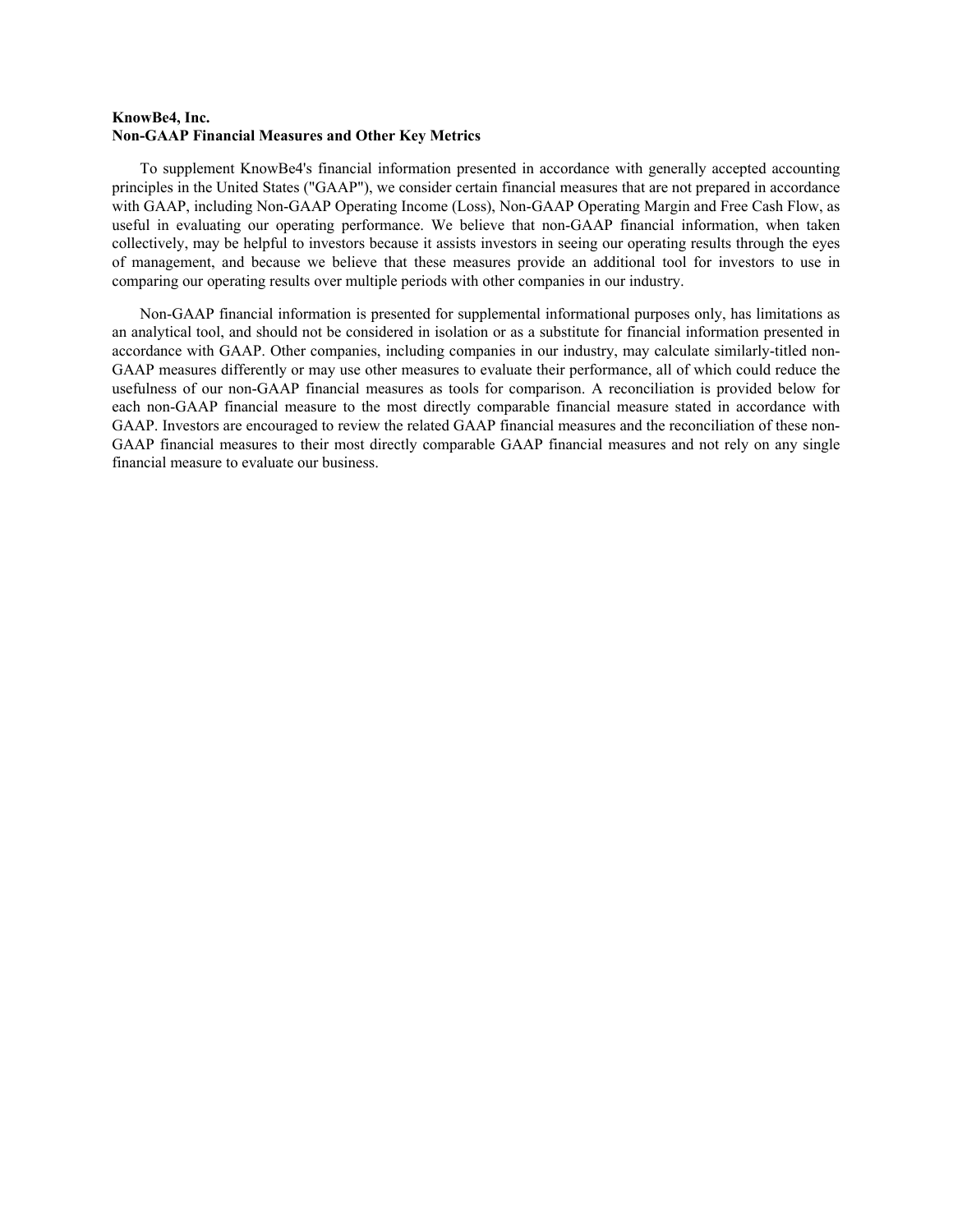**KnowBe4, Inc.**
**Non-GAAP Financial Measures and Other Key Metrics**

To supplement KnowBe4's financial information presented in accordance with generally accepted accounting principles in the United States ("GAAP"), we consider certain financial measures that are not prepared in accordance with GAAP, including Non-GAAP Operating Income (Loss), Non-GAAP Operating Margin and Free Cash Flow, as useful in evaluating our operating performance. We believe that non-GAAP financial information, when taken collectively, may be helpful to investors because it assists investors in seeing our operating results through the eyes of management, and because we believe that these measures provide an additional tool for investors to use in comparing our operating results over multiple periods with other companies in our industry.

Non-GAAP financial information is presented for supplemental informational purposes only, has limitations as an analytical tool, and should not be considered in isolation or as a substitute for financial information presented in accordance with GAAP. Other companies, including companies in our industry, may calculate similarly-titled non-GAAP measures differently or may use other measures to evaluate their performance, all of which could reduce the usefulness of our non-GAAP financial measures as tools for comparison. A reconciliation is provided below for each non-GAAP financial measure to the most directly comparable financial measure stated in accordance with GAAP. Investors are encouraged to review the related GAAP financial measures and the reconciliation of these non-GAAP financial measures to their most directly comparable GAAP financial measures and not rely on any single financial measure to evaluate our business.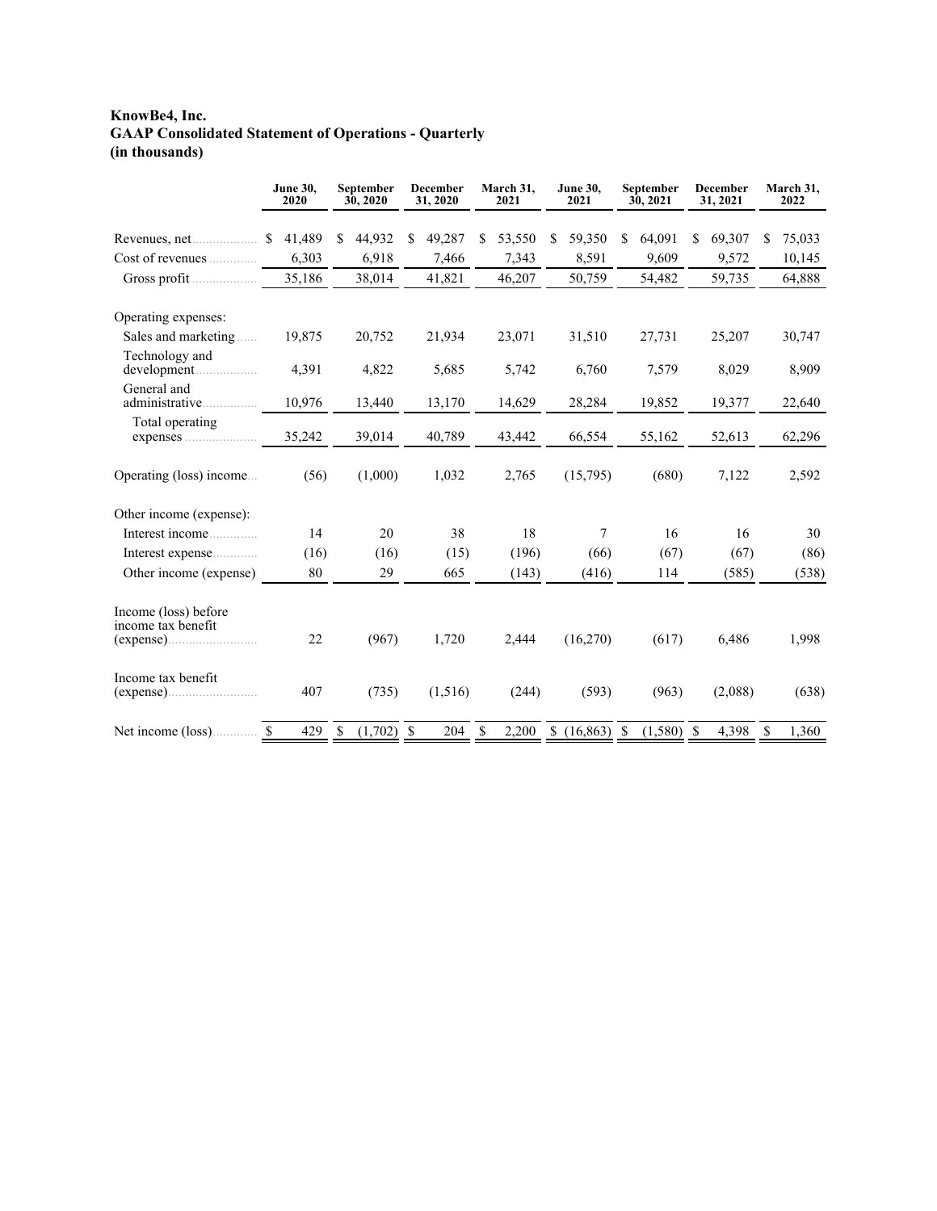**KnowBe4, Inc.**
**GAAP Consolidated Statement of Operations - Quarterly**
**(in thousands)**

| | June 30, 2020 | September 30, 2020 | December 31, 2020 | March 31, 2021 | June 30, 2021 | September 30, 2021 | December 31, 2021 | March 31, 2022 |
|---|---|---|---|---|---|---|---|---|
| Revenues, net | $ 41,489 | $ 44,932 | $ 49,287 | $ 53,550 | $ 59,350 | $ 64,091 | $ 69,307 | $ 75,033 |
| Cost of revenues | 6,303 | 6,918 | 7,466 | 7,343 | 8,591 | 9,609 | 9,572 | 10,145 |
| Gross profit | 35,186 | 38,014 | 41,821 | 46,207 | 50,759 | 54,482 | 59,735 | 64,888 |
| Operating expenses: | | | | | | | | |
| Sales and marketing | 19,875 | 20,752 | 21,934 | 23,071 | 31,510 | 27,731 | 25,207 | 30,747 |
| Technology and development | 4,391 | 4,822 | 5,685 | 5,742 | 6,760 | 7,579 | 8,029 | 8,909 |
| General and administrative | 10,976 | 13,440 | 13,170 | 14,629 | 28,284 | 19,852 | 19,377 | 22,640 |
| Total operating expenses | 35,242 | 39,014 | 40,789 | 43,442 | 66,554 | 55,162 | 52,613 | 62,296 |
| Operating (loss) income | (56) | (1,000) | 1,032 | 2,765 | (15,795) | (680) | 7,122 | 2,592 |
| Other income (expense): | | | | | | | | |
| Interest income | 14 | 20 | 38 | 18 | 7 | 16 | 16 | 30 |
| Interest expense | (16) | (16) | (15) | (196) | (66) | (67) | (67) | (86) |
| Other income (expense) | 80 | 29 | 665 | (143) | (416) | 114 | (585) | (538) |
| Income (loss) before income tax benefit (expense) | 22 | (967) | 1,720 | 2,444 | (16,270) | (617) | 6,486 | 1,998 |
| Income tax benefit (expense) | 407 | (735) | (1,516) | (244) | (593) | (963) | (2,088) | (638) |
| Net income (loss) | $ 429 | $ (1,702) | $ 204 | $ 2,200 | $ (16,863) | $ (1,580) | $ 4,398 | $ 1,360 |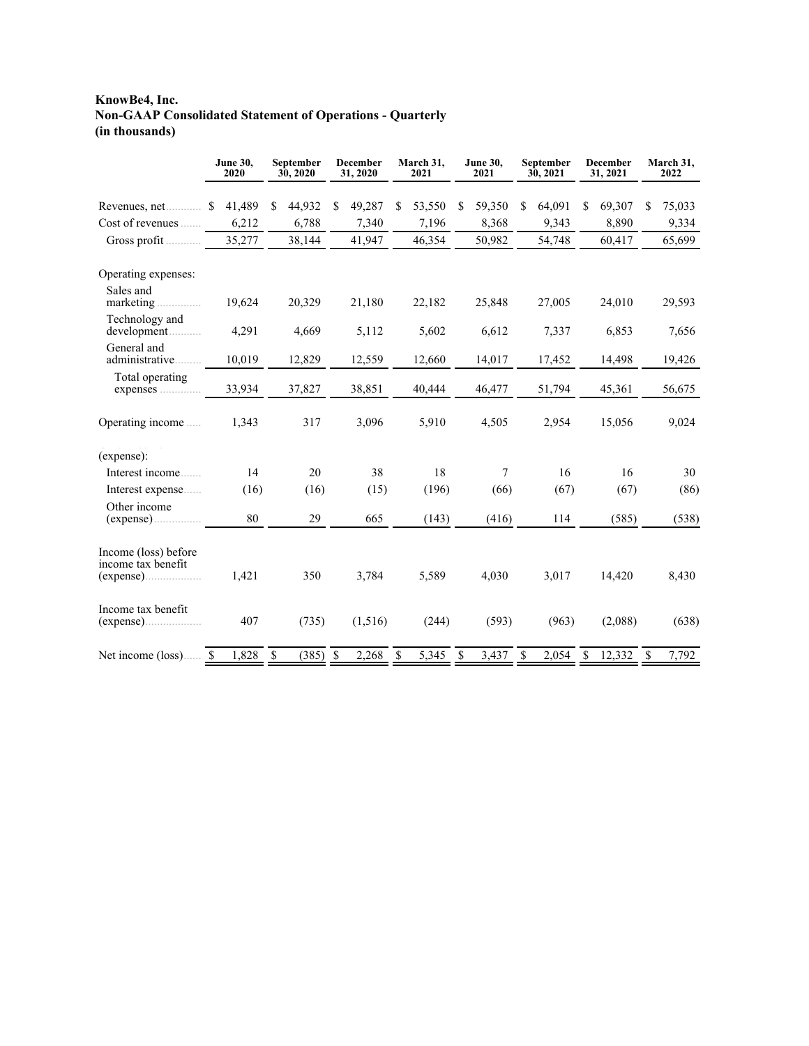**KnowBe4, Inc.**
**Non-GAAP Consolidated Statement of Operations - Quarterly**
**(in thousands)**

| | June 30, 2020 | September 30, 2020 | December 31, 2020 | March 31, 2021 | June 30, 2021 | September 30, 2021 | December 31, 2021 | March 31, 2022 |
|---|---|---|---|---|---|---|---|---|
| Revenues, net | $ 41,489 | $ 44,932 | $ 49,287 | $ 53,550 | $ 59,350 | $ 64,091 | $ 69,307 | $ 75,033 |
| Cost of revenues | 6,212 | 6,788 | 7,340 | 7,196 | 8,368 | 9,343 | 8,890 | 9,334 |
| Gross profit | 35,277 | 38,144 | 41,947 | 46,354 | 50,982 | 54,748 | 60,417 | 65,699 |
| Operating expenses: | | | | | | | | |
| Sales and marketing | 19,624 | 20,329 | 21,180 | 22,182 | 25,848 | 27,005 | 24,010 | 29,593 |
| Technology and development | 4,291 | 4,669 | 5,112 | 5,602 | 6,612 | 7,337 | 6,853 | 7,656 |
| General and administrative | 10,019 | 12,829 | 12,559 | 12,660 | 14,017 | 17,452 | 14,498 | 19,426 |
| Total operating expenses | 33,934 | 37,827 | 38,851 | 40,444 | 46,477 | 51,794 | 45,361 | 56,675 |
| Operating income | 1,343 | 317 | 3,096 | 5,910 | 4,505 | 2,954 | 15,056 | 9,024 |
| (expense): | | | | | | | | |
| Interest income | 14 | 20 | 38 | 18 | 7 | 16 | 16 | 30 |
| Interest expense | (16) | (16) | (15) | (196) | (66) | (67) | (67) | (86) |
| Other income (expense) | 80 | 29 | 665 | (143) | (416) | 114 | (585) | (538) |
| Income (loss) before income tax benefit (expense) | 1,421 | 350 | 3,784 | 5,589 | 4,030 | 3,017 | 14,420 | 8,430 |
| Income tax benefit (expense) | 407 | (735) | (1,516) | (244) | (593) | (963) | (2,088) | (638) |
| Net income (loss) | $ 1,828 | $ (385) | $ 2,268 | $ 5,345 | $ 3,437 | $ 2,054 | $ 12,332 | $ 7,792 |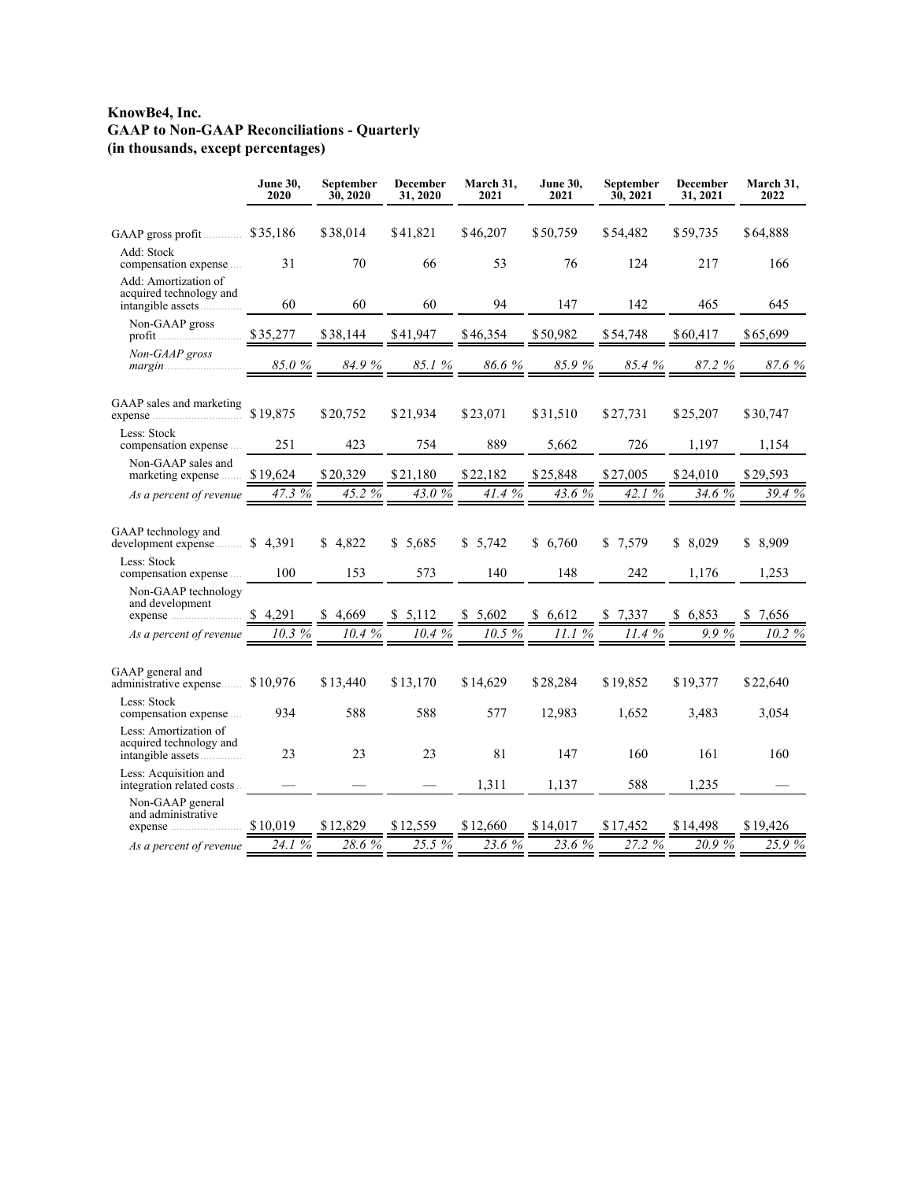**KnowBe4, Inc.**
**GAAP to Non-GAAP Reconciliations - Quarterly**
**(in thousands, except percentages)**

| | June 30, 2020 | September 30, 2020 | December 31, 2020 | March 31, 2021 | June 30, 2021 | September 30, 2021 | December 31, 2021 | March 31, 2022 |
|---|---|---|---|---|---|---|---|---|
| GAAP gross profit | $35,186 | $38,014 | $41,821 | $46,207 | $50,759 | $54,482 | $59,735 | $64,888 |
| Add: Stock compensation expense | 31 | 70 | 66 | 53 | 76 | 124 | 217 | 166 |
| Add: Amortization of acquired technology and intangible assets | 60 | 60 | 60 | 94 | 147 | 142 | 465 | 645 |
| Non-GAAP gross profit | $35,277 | $38,144 | $41,947 | $46,354 | $50,982 | $54,748 | $60,417 | $65,699 |
| *Non-GAAP gross margin* | *85.0 %* | *84.9 %* | *85.1 %* | *86.6 %* | *85.9 %* | *85.4 %* | *87.2 %* | *87.6 %* |
| | | | | | | | | |
| GAAP sales and marketing expense | $19,875 | $20,752 | $21,934 | $23,071 | $31,510 | $27,731 | $25,207 | $30,747 |
| Less: Stock compensation expense | 251 | 423 | 754 | 889 | 5,662 | 726 | 1,197 | 1,154 |
| Non-GAAP sales and marketing expense | $19,624 | $20,329 | $21,180 | $22,182 | $25,848 | $27,005 | $24,010 | $29,593 |
| *As a percent of revenue* | *47.3 %* | *45.2 %* | *43.0 %* | *41.4 %* | *43.6 %* | *42.1 %* | *34.6 %* | *39.4 %* |
| | | | | | | | | |
| GAAP technology and development expense | $ 4,391 | $ 4,822 | $ 5,685 | $ 5,742 | $ 6,760 | $ 7,579 | $ 8,029 | $ 8,909 |
| Less: Stock compensation expense | 100 | 153 | 573 | 140 | 148 | 242 | 1,176 | 1,253 |
| Non-GAAP technology and development expense | $ 4,291 | $ 4,669 | $ 5,112 | $ 5,602 | $ 6,612 | $ 7,337 | $ 6,853 | $ 7,656 |
| *As a percent of revenue* | *10.3 %* | *10.4 %* | *10.4 %* | *10.5 %* | *11.1 %* | *11.4 %* | *9.9 %* | *10.2 %* |
| | | | | | | | | |
| GAAP general and administrative expense | $10,976 | $13,440 | $13,170 | $14,629 | $28,284 | $19,852 | $19,377 | $22,640 |
| Less: Stock compensation expense | 934 | 588 | 588 | 577 | 12,983 | 1,652 | 3,483 | 3,054 |
| Less: Amortization of acquired technology and intangible assets | 23 | 23 | 23 | 81 | 147 | 160 | 161 | 160 |
| Less: Acquisition and integration related costs | — | — | — | 1,311 | 1,137 | 588 | 1,235 | — |
| Non-GAAP general and administrative expense | $10,019 | $12,829 | $12,559 | $12,660 | $14,017 | $17,452 | $14,498 | $19,426 |
| *As a percent of revenue* | *24.1 %* | *28.6 %* | *25.5 %* | *23.6 %* | *23.6 %* | *27.2 %* | *20.9 %* | *25.9 %* |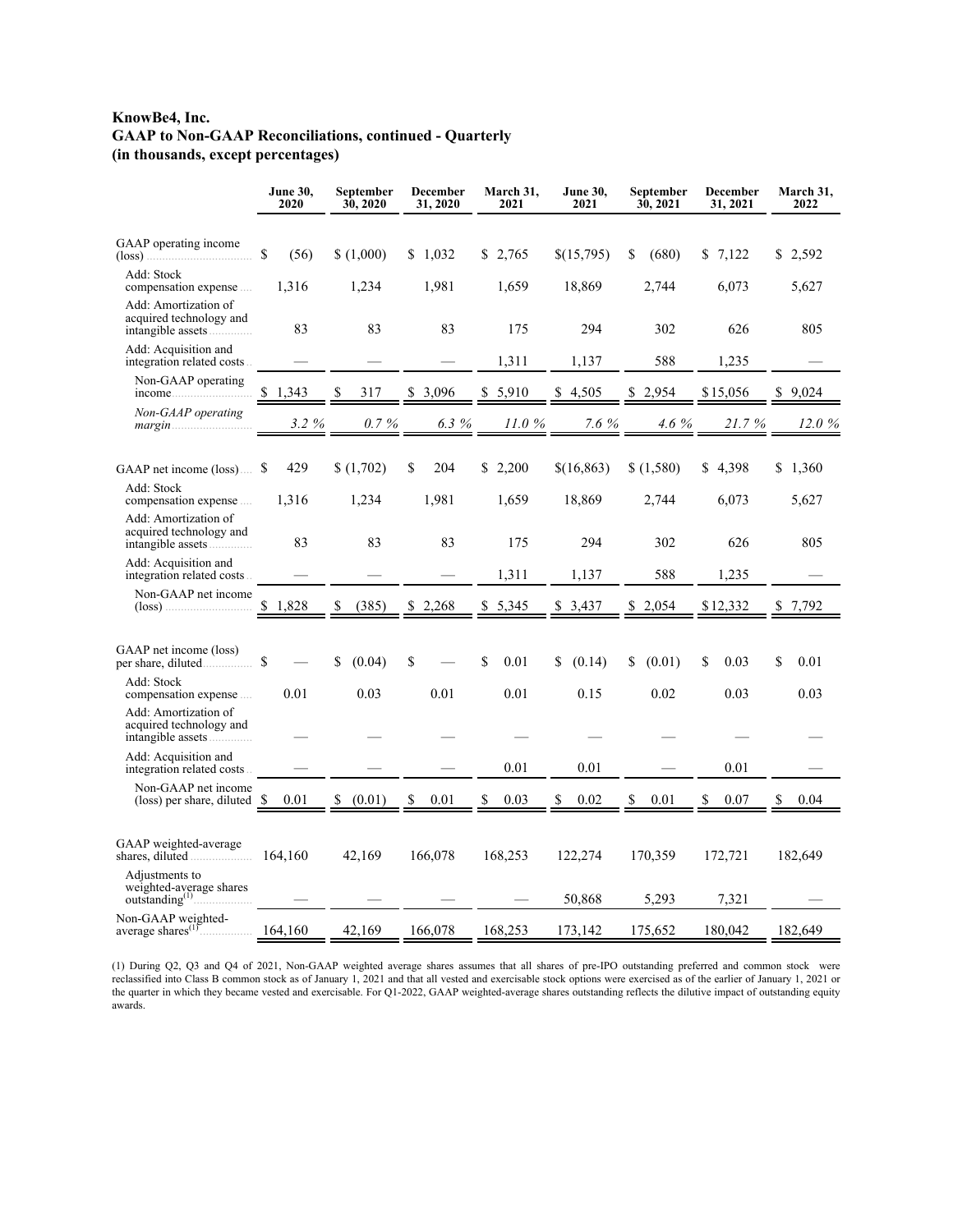**KnowBe4, Inc.**
**GAAP to Non-GAAP Reconciliations, continued - Quarterly**
**(in thousands, except percentages)**

| | June 30, 2020 | September 30, 2020 | December 31, 2020 | March 31, 2021 | June 30, 2021 | September 30, 2021 | December 31, 2021 | March 31, 2022 |
|---|---|---|---|---|---|---|---|---|
| GAAP operating income (loss) | $ (56) | $ (1,000) | $ 1,032 | $ 2,765 | $(15,795) | $ (680) | $ 7,122 | $ 2,592 |
| Add: Stock compensation expense | 1,316 | 1,234 | 1,981 | 1,659 | 18,869 | 2,744 | 6,073 | 5,627 |
| Add: Amortization of acquired technology and intangible assets | 83 | 83 | 83 | 175 | 294 | 302 | 626 | 805 |
| Add: Acquisition and integration related costs | — | — | — | 1,311 | 1,137 | 588 | 1,235 | — |
| Non-GAAP operating income | $ 1,343 | $ 317 | $ 3,096 | $ 5,910 | $ 4,505 | $ 2,954 | $ 15,056 | $ 9,024 |
| *Non-GAAP operating margin* | *3.2 %* | *0.7 %* | *6.3 %* | *11.0 %* | *7.6 %* | *4.6 %* | *21.7 %* | *12.0 %* |
| | | | | | | | | |
| GAAP net income (loss) | $ 429 | $ (1,702) | $ 204 | $ 2,200 | $(16,863) | $ (1,580) | $ 4,398 | $ 1,360 |
| Add: Stock compensation expense | 1,316 | 1,234 | 1,981 | 1,659 | 18,869 | 2,744 | 6,073 | 5,627 |
| Add: Amortization of acquired technology and intangible assets | 83 | 83 | 83 | 175 | 294 | 302 | 626 | 805 |
| Add: Acquisition and integration related costs | — | — | — | 1,311 | 1,137 | 588 | 1,235 | — |
| Non-GAAP net income (loss) | $ 1,828 | $ (385) | $ 2,268 | $ 5,345 | $ 3,437 | $ 2,054 | $ 12,332 | $ 7,792 |
| | | | | | | | | |
| GAAP net income (loss) per share, diluted | $ — | $ (0.04) | $ — | $ 0.01 | $ (0.14) | $ (0.01) | $ 0.03 | $ 0.01 |
| Add: Stock compensation expense | 0.01 | 0.03 | 0.01 | 0.01 | 0.15 | 0.02 | 0.03 | 0.03 |
| Add: Amortization of acquired technology and intangible assets | — | — | — | — | — | — | — | — |
| Add: Acquisition and integration related costs | — | — | — | 0.01 | 0.01 | — | 0.01 | — |
| Non-GAAP net income (loss) per share, diluted | $ 0.01 | $ (0.01) | $ 0.01 | $ 0.03 | $ 0.02 | $ 0.01 | $ 0.07 | $ 0.04 |
| | | | | | | | | |
| GAAP weighted-average shares, diluted | 164,160 | 42,169 | 166,078 | 168,253 | 122,274 | 170,359 | 172,721 | 182,649 |
| Adjustments to weighted-average shares outstanding[(1)] | — | — | — | — | 50,868 | 5,293 | 7,321 | — |
| Non-GAAP weighted-average shares[(1)] | 164,160 | 42,169 | 166,078 | 168,253 | 173,142 | 175,652 | 180,042 | 182,649 |

(1) During Q2, Q3 and Q4 of 2021, Non-GAAP weighted average shares assumes that all shares of pre-IPO outstanding preferred and common stock were reclassified into Class B common stock as of January 1, 2021 and that all vested and exercisable stock options were exercised as of the earlier of January 1, 2021 or the quarter in which they became vested and exercisable. For Q1-2022, GAAP weighted-average shares outstanding reflects the dilutive impact of outstanding equity awards.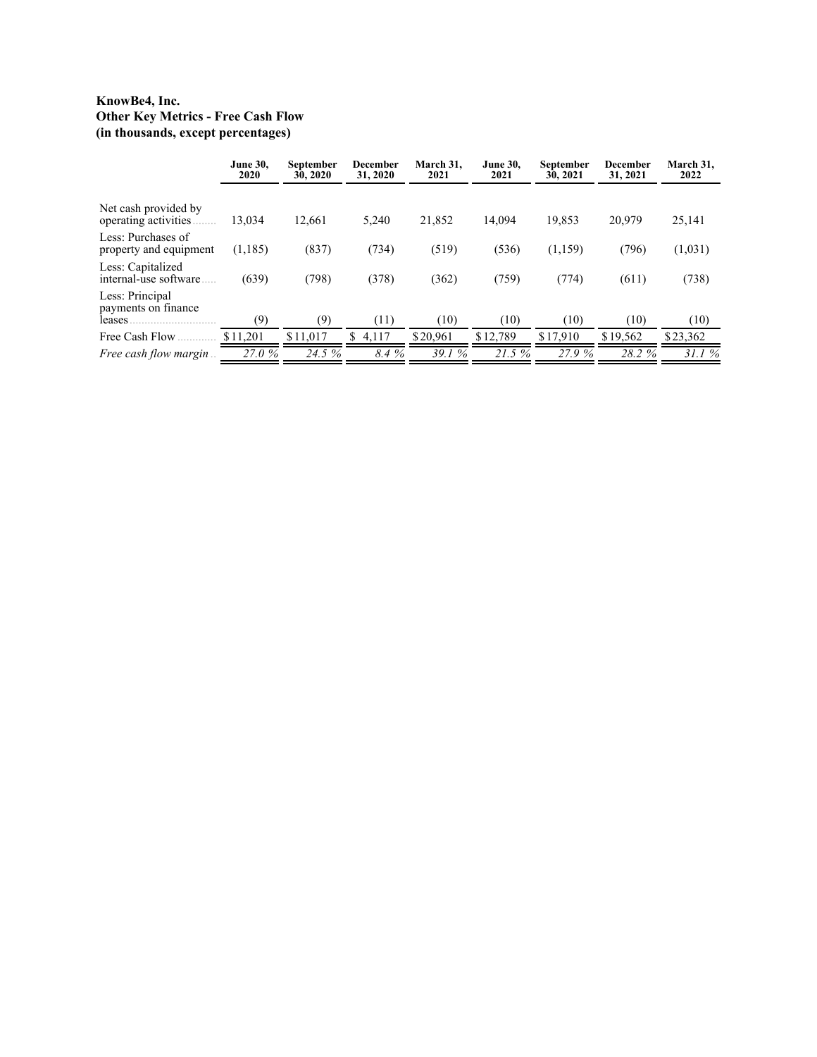**KnowBe4, Inc.**
**Other Key Metrics - Free Cash Flow**
**(in thousands, except percentages)**

| | June 30, 2020 | September 30, 2020 | December 31, 2020 | March 31, 2021 | June 30, 2021 | September 30, 2021 | December 31, 2021 | March 31, 2022 |
|---|---|---|---|---|---|---|---|---|
| Net cash provided by operating activities | 13,034 | 12,661 | 5,240 | 21,852 | 14,094 | 19,853 | 20,979 | 25,141 |
| Less: Purchases of property and equipment | (1,185) | (837) | (734) | (519) | (536) | (1,159) | (796) | (1,031) |
| Less: Capitalized internal-use software | (639) | (798) | (378) | (362) | (759) | (774) | (611) | (738) |
| Less: Principal payments on finance leases | (9) | (9) | (11) | (10) | (10) | (10) | (10) | (10) |
| Free Cash Flow | $11,201 | $11,017 | $ 4,117 | $20,961 | $12,789 | $17,910 | $19,562 | $23,362 |
| *Free cash flow margin* | *27.0 %* | *24.5 %* | *8.4 %* | *39.1 %* | *21.5 %* | *27.9 %* | *28.2 %* | *31.1 %* |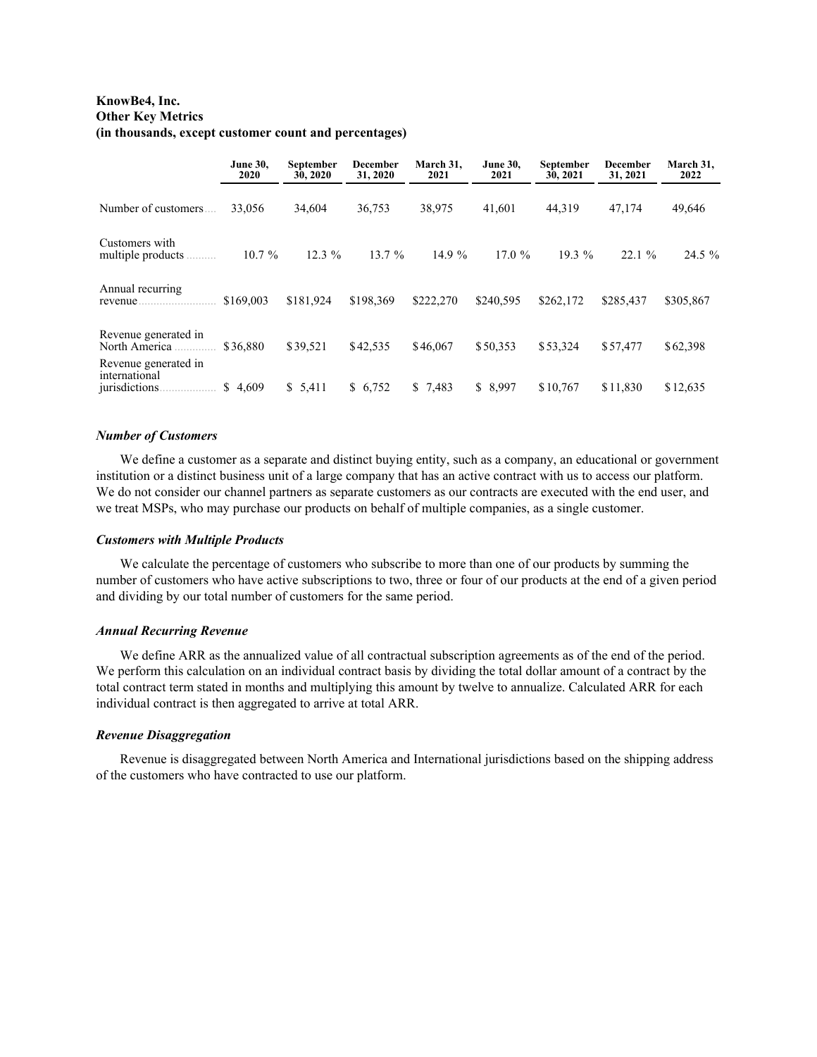**KnowBe4, Inc.**
**Other Key Metrics**
**(in thousands, except customer count and percentages)**

| | June 30, 2020 | September 30, 2020 | December 31, 2020 | March 31, 2021 | June 30, 2021 | September 30, 2021 | December 31, 2021 | March 31, 2022 |
|---|---|---|---|---|---|---|---|---|
| Number of customers | 33,056 | 34,604 | 36,753 | 38,975 | 41,601 | 44,319 | 47,174 | 49,646 |
| Customers with multiple products | 10.7 % | 12.3 % | 13.7 % | 14.9 % | 17.0 % | 19.3 % | 22.1 % | 24.5 % |
| Annual recurring revenue | $169,003 | $181,924 | $198,369 | $222,270 | $240,595 | $262,172 | $285,437 | $305,867 |
| Revenue generated in North America | $36,880 | $39,521 | $42,535 | $46,067 | $50,353 | $53,324 | $57,477 | $62,398 |
| Revenue generated in international jurisdictions | $ 4,609 | $ 5,411 | $ 6,752 | $ 7,483 | $ 8,997 | $10,767 | $11,830 | $12,635 |

***Number of Customers***

We define a customer as a separate and distinct buying entity, such as a company, an educational or government institution or a distinct business unit of a large company that has an active contract with us to access our platform. We do not consider our channel partners as separate customers as our contracts are executed with the end user, and we treat MSPs, who may purchase our products on behalf of multiple companies, as a single customer.

***Customers with Multiple Products***

We calculate the percentage of customers who subscribe to more than one of our products by summing the number of customers who have active subscriptions to two, three or four of our products at the end of a given period and dividing by our total number of customers for the same period.

***Annual Recurring Revenue***

We define ARR as the annualized value of all contractual subscription agreements as of the end of the period. We perform this calculation on an individual contract basis by dividing the total dollar amount of a contract by the total contract term stated in months and multiplying this amount by twelve to annualize. Calculated ARR for each individual contract is then aggregated to arrive at total ARR.

***Revenue Disaggregation***

Revenue is disaggregated between North America and International jurisdictions based on the shipping address of the customers who have contracted to use our platform.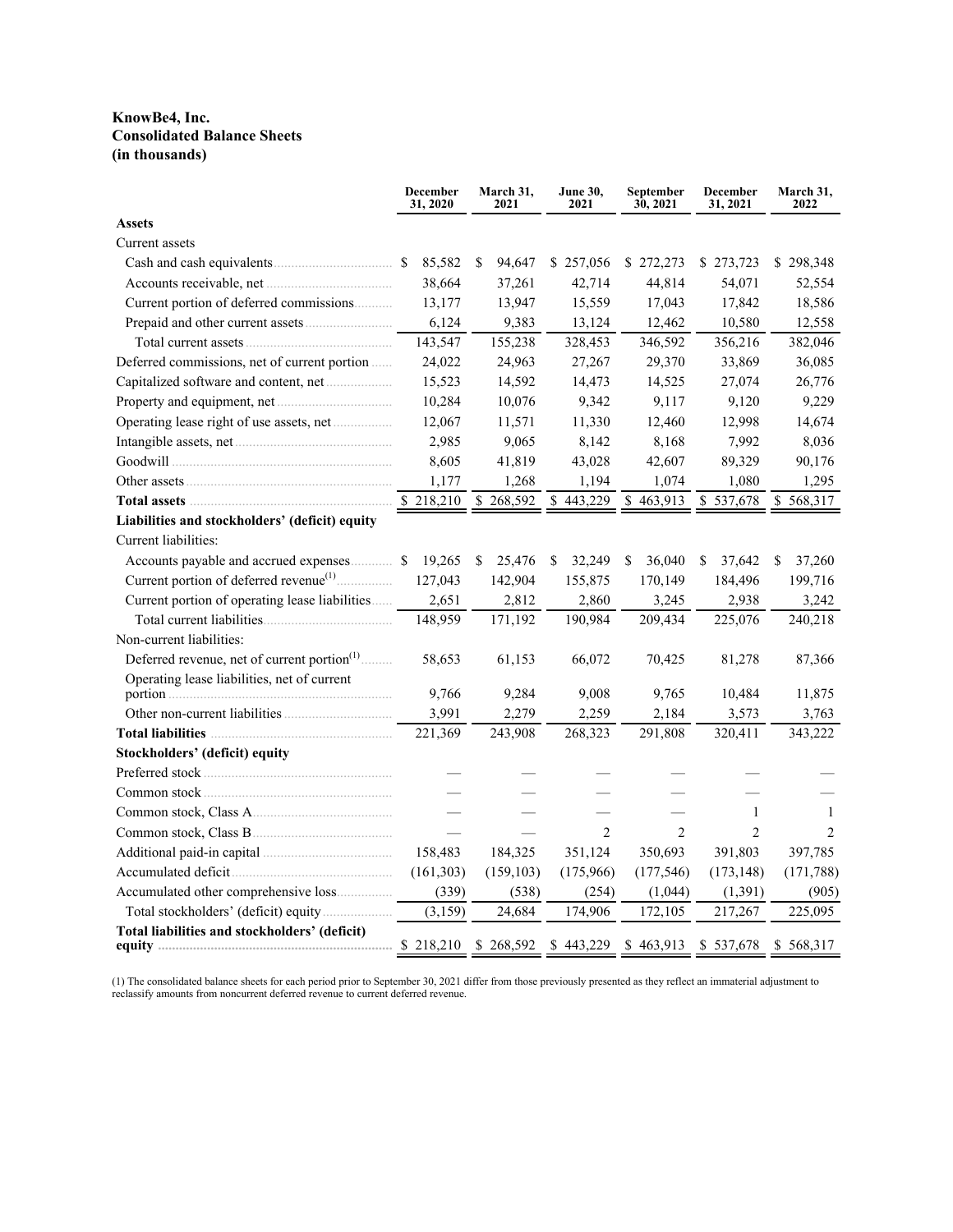**KnowBe4, Inc.**
**Consolidated Balance Sheets**
**(in thousands)**

| | December 31, 2020 | March 31, 2021 | June 30, 2021 | September 30, 2021 | December 31, 2021 | March 31, 2022 |
|---|---|---|---|---|---|---|
| **Assets** | | | | | | |
| Current assets | | | | | | |
| Cash and cash equivalents | $ 85,582 | $ 94,647 | $ 257,056 | $ 272,273 | $ 273,723 | $ 298,348 |
| Accounts receivable, net | 38,664 | 37,261 | 42,714 | 44,814 | 54,071 | 52,554 |
| Current portion of deferred commissions | 13,177 | 13,947 | 15,559 | 17,043 | 17,842 | 18,586 |
| Prepaid and other current assets | 6,124 | 9,383 | 13,124 | 12,462 | 10,580 | 12,558 |
| Total current assets | 143,547 | 155,238 | 328,453 | 346,592 | 356,216 | 382,046 |
| Deferred commissions, net of current portion | 24,022 | 24,963 | 27,267 | 29,370 | 33,869 | 36,085 |
| Capitalized software and content, net | 15,523 | 14,592 | 14,473 | 14,525 | 27,074 | 26,776 |
| Property and equipment, net | 10,284 | 10,076 | 9,342 | 9,117 | 9,120 | 9,229 |
| Operating lease right of use assets, net | 12,067 | 11,571 | 11,330 | 12,460 | 12,998 | 14,674 |
| Intangible assets, net | 2,985 | 9,065 | 8,142 | 8,168 | 7,992 | 8,036 |
| Goodwill | 8,605 | 41,819 | 43,028 | 42,607 | 89,329 | 90,176 |
| Other assets | 1,177 | 1,268 | 1,194 | 1,074 | 1,080 | 1,295 |
| **Total assets** | $ 218,210 | $ 268,592 | $ 443,229 | $ 463,913 | $ 537,678 | $ 568,317 |
| **Liabilities and stockholders' (deficit) equity** | | | | | | |
| Current liabilities: | | | | | | |
| Accounts payable and accrued expenses | $ 19,265 | $ 25,476 | $ 32,249 | $ 36,040 | $ 37,642 | $ 37,260 |
| Current portion of deferred revenue[1] | 127,043 | 142,904 | 155,875 | 170,149 | 184,496 | 199,716 |
| Current portion of operating lease liabilities | 2,651 | 2,812 | 2,860 | 3,245 | 2,938 | 3,242 |
| Total current liabilities | 148,959 | 171,192 | 190,984 | 209,434 | 225,076 | 240,218 |
| Non-current liabilities: | | | | | | |
| Deferred revenue, net of current portion[1] | 58,653 | 61,153 | 66,072 | 70,425 | 81,278 | 87,366 |
| Operating lease liabilities, net of current portion | 9,766 | 9,284 | 9,008 | 9,765 | 10,484 | 11,875 |
| Other non-current liabilities | 3,991 | 2,279 | 2,259 | 2,184 | 3,573 | 3,763 |
| **Total liabilities** | 221,369 | 243,908 | 268,323 | 291,808 | 320,411 | 343,222 |
| **Stockholders' (deficit) equity** | | | | | | |
| Preferred stock | — | — | — | — | — | — |
| Common stock | — | — | — | — | — | — |
| Common stock, Class A | — | — | — | — | 1 | 1 |
| Common stock, Class B | — | — | 2 | 2 | 2 | 2 |
| Additional paid-in capital | 158,483 | 184,325 | 351,124 | 350,693 | 391,803 | 397,785 |
| Accumulated deficit | (161,303) | (159,103) | (175,966) | (177,546) | (173,148) | (171,788) |
| Accumulated other comprehensive loss | (339) | (538) | (254) | (1,044) | (1,391) | (905) |
| Total stockholders' (deficit) equity | (3,159) | 24,684 | 174,906 | 172,105 | 217,267 | 225,095 |
| **Total liabilities and stockholders' (deficit) equity** | $ 218,210 | $ 268,592 | $ 443,229 | $ 463,913 | $ 537,678 | $ 568,317 |

(1) The consolidated balance sheets for each period prior to September 30, 2021 differ from those previously presented as they reflect an immaterial adjustment to reclassify amounts from noncurrent deferred revenue to current deferred revenue.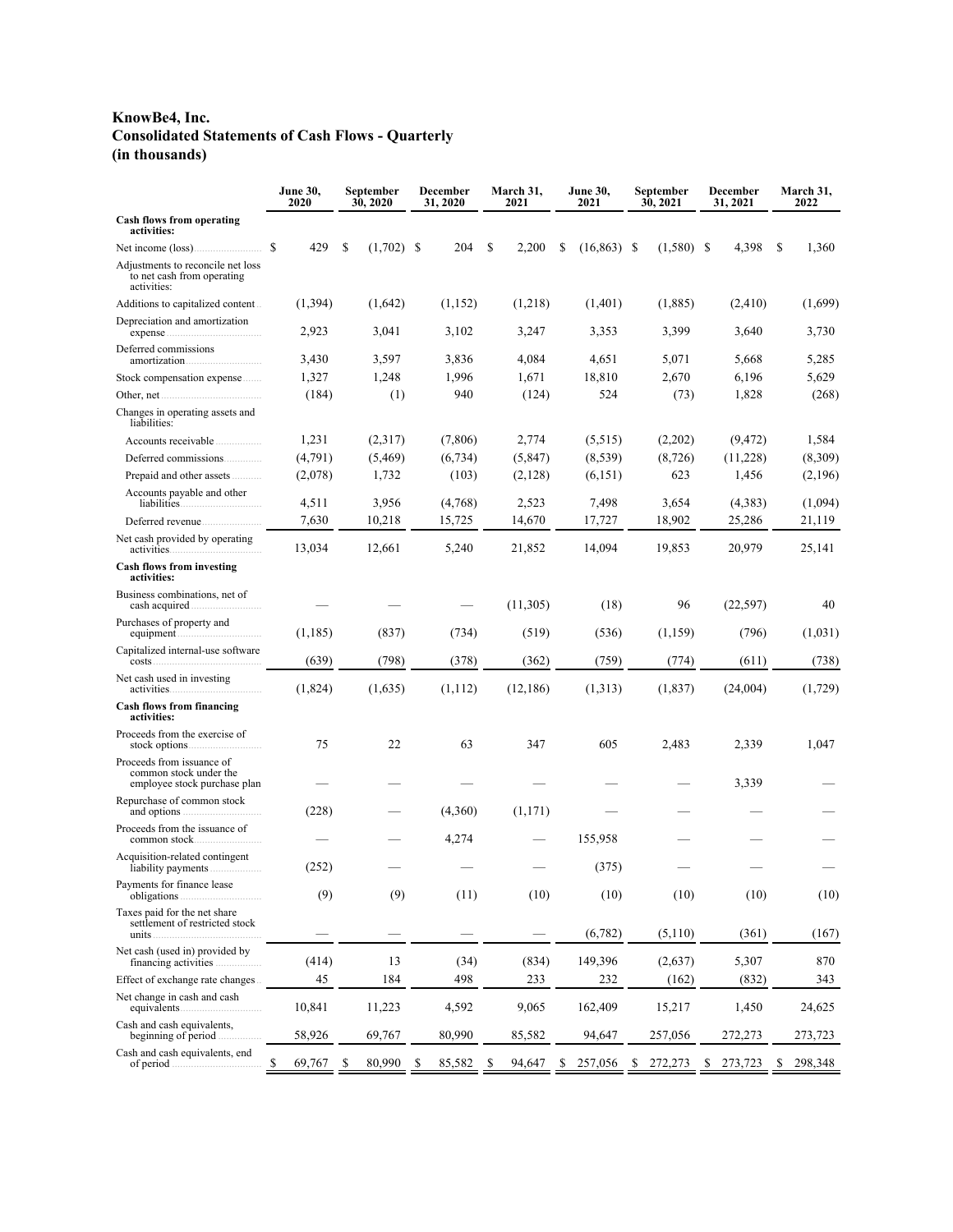**KnowBe4, Inc.**
**Consolidated Statements of Cash Flows - Quarterly**
**(in thousands)**

| | June 30, 2020 | September 30, 2020 | December 31, 2020 | March 31, 2021 | June 30, 2021 | September 30, 2021 | December 31, 2021 | March 31, 2022 |
|---|---|---|---|---|---|---|---|---|
| **Cash flows from operating activities:** | | | | | | | | |
| Net income (loss) | $ 429 | $ (1,702) | $ 204 | $ 2,200 | $ (16,863) | $ (1,580) | $ 4,398 | $ 1,360 |
| Adjustments to reconcile net loss to net cash from operating activities: | | | | | | | | |
| Additions to capitalized content | (1,394) | (1,642) | (1,152) | (1,218) | (1,401) | (1,885) | (2,410) | (1,699) |
| Depreciation and amortization expense | 2,923 | 3,041 | 3,102 | 3,247 | 3,353 | 3,399 | 3,640 | 3,730 |
| Deferred commissions amortization | 3,430 | 3,597 | 3,836 | 4,084 | 4,651 | 5,071 | 5,668 | 5,285 |
| Stock compensation expense | 1,327 | 1,248 | 1,996 | 1,671 | 18,810 | 2,670 | 6,196 | 5,629 |
| Other, net | (184) | (1) | 940 | (124) | 524 | (73) | 1,828 | (268) |
| Changes in operating assets and liabilities: | | | | | | | | |
| Accounts receivable | 1,231 | (2,317) | (7,806) | 2,774 | (5,515) | (2,202) | (9,472) | 1,584 |
| Deferred commissions | (4,791) | (5,469) | (6,734) | (5,847) | (8,539) | (8,726) | (11,228) | (8,309) |
| Prepaid and other assets | (2,078) | 1,732 | (103) | (2,128) | (6,151) | 623 | 1,456 | (2,196) |
| Accounts payable and other liabilities | 4,511 | 3,956 | (4,768) | 2,523 | 7,498 | 3,654 | (4,383) | (1,094) |
| Deferred revenue | 7,630 | 10,218 | 15,725 | 14,670 | 17,727 | 18,902 | 25,286 | 21,119 |
| Net cash provided by operating activities | 13,034 | 12,661 | 5,240 | 21,852 | 14,094 | 19,853 | 20,979 | 25,141 |
| **Cash flows from investing activities:** | | | | | | | | |
| Business combinations, net of cash acquired | — | — | — | (11,305) | (18) | 96 | (22,597) | 40 |
| Purchases of property and equipment | (1,185) | (837) | (734) | (519) | (536) | (1,159) | (796) | (1,031) |
| Capitalized internal-use software costs | (639) | (798) | (378) | (362) | (759) | (774) | (611) | (738) |
| Net cash used in investing activities | (1,824) | (1,635) | (1,112) | (12,186) | (1,313) | (1,837) | (24,004) | (1,729) |
| **Cash flows from financing activities:** | | | | | | | | |
| Proceeds from the exercise of stock options | 75 | 22 | 63 | 347 | 605 | 2,483 | 2,339 | 1,047 |
| Proceeds from issuance of common stock under the employee stock purchase plan | — | — | — | — | — | — | 3,339 | — |
| Repurchase of common stock and options | (228) | — | (4,360) | (1,171) | — | — | — | — |
| Proceeds from the issuance of common stock | — | — | 4,274 | — | 155,958 | — | — | — |
| Acquisition-related contingent liability payments | (252) | — | — | — | (375) | — | — | — |
| Payments for finance lease obligations | (9) | (9) | (11) | (10) | (10) | (10) | (10) | (10) |
| Taxes paid for the net share settlement of restricted stock units | — | — | — | — | (6,782) | (5,110) | (361) | (167) |
| Net cash (used in) provided by financing activities | (414) | 13 | (34) | (834) | 149,396 | (2,637) | 5,307 | 870 |
| Effect of exchange rate changes | 45 | 184 | 498 | 233 | 232 | (162) | (832) | 343 |
| Net change in cash and cash equivalents | 10,841 | 11,223 | 4,592 | 9,065 | 162,409 | 15,217 | 1,450 | 24,625 |
| Cash and cash equivalents, beginning of period | 58,926 | 69,767 | 80,990 | 85,582 | 94,647 | 257,056 | 272,273 | 273,723 |
| Cash and cash equivalents, end of period | $ 69,767 | $ 80,990 | $ 85,582 | $ 94,647 | $ 257,056 | $ 272,273 | $ 273,723 | $ 298,348 |